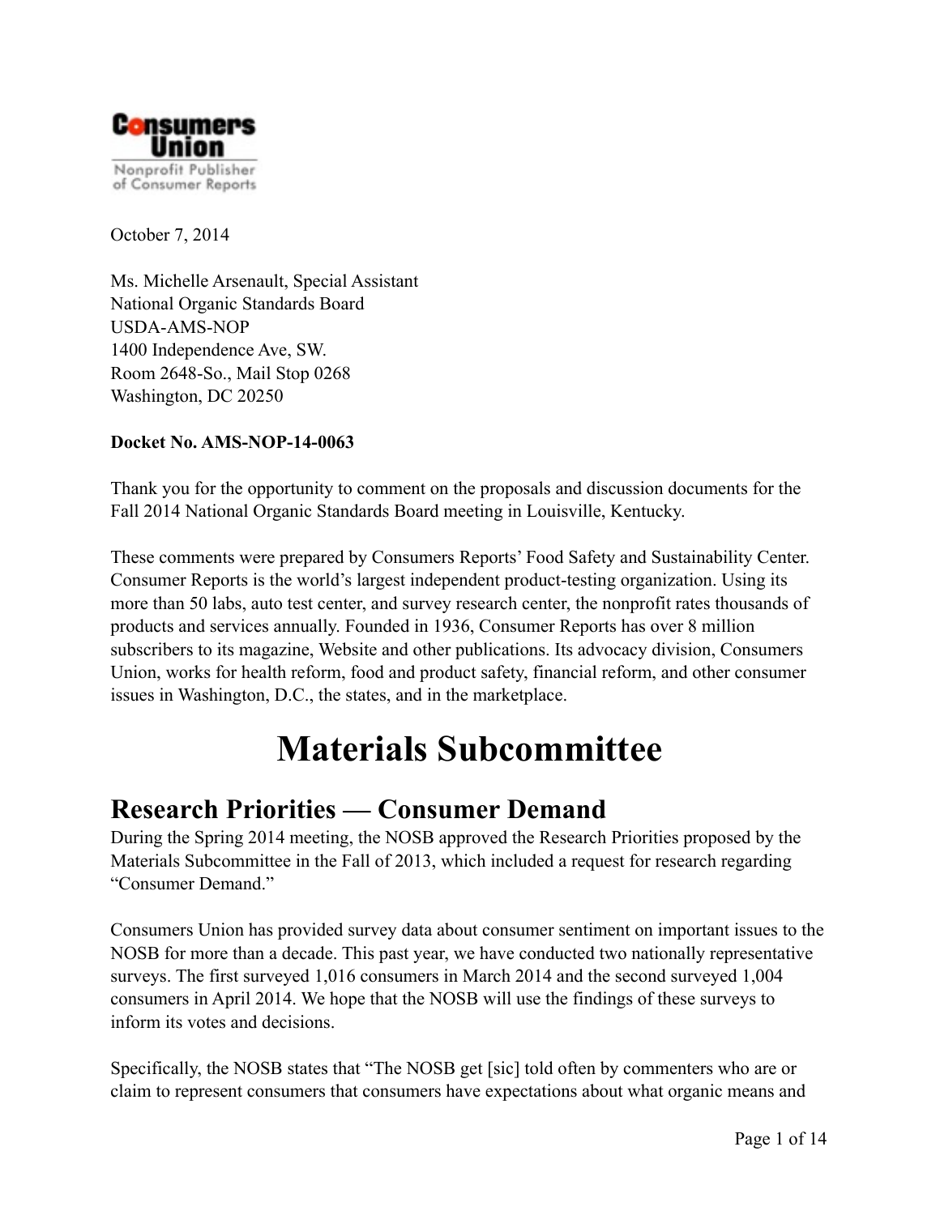**Consumers Union**

Nonprofit Publisher of Consumer Reports

October 7, 2014

Ms. Michelle Arsenault, Special Assistant
National Organic Standards Board
USDA-AMS-NOP
1400 Independence Ave, SW.
Room 2648-So., Mail Stop 0268
Washington, DC 20250

**Docket No. AMS-NOP-14-0063**

Thank you for the opportunity to comment on the proposals and discussion documents for the Fall 2014 National Organic Standards Board meeting in Louisville, Kentucky.

These comments were prepared by Consumers Reports' Food Safety and Sustainability Center. Consumer Reports is the world's largest independent product-testing organization. Using its more than 50 labs, auto test center, and survey research center, the nonprofit rates thousands of products and services annually. Founded in 1936, Consumer Reports has over 8 million subscribers to its magazine, Website and other publications. Its advocacy division, Consumers Union, works for health reform, food and product safety, financial reform, and other consumer issues in Washington, D.C., the states, and in the marketplace.

# Materials Subcommittee

## Research Priorities — Consumer Demand

During the Spring 2014 meeting, the NOSB approved the Research Priorities proposed by the Materials Subcommittee in the Fall of 2013, which included a request for research regarding "Consumer Demand."

Consumers Union has provided survey data about consumer sentiment on important issues to the NOSB for more than a decade. This past year, we have conducted two nationally representative surveys. The first surveyed 1,016 consumers in March 2014 and the second surveyed 1,004 consumers in April 2014. We hope that the NOSB will use the findings of these surveys to inform its votes and decisions.

Specifically, the NOSB states that "The NOSB get [sic] told often by commenters who are or claim to represent consumers that consumers have expectations about what organic means and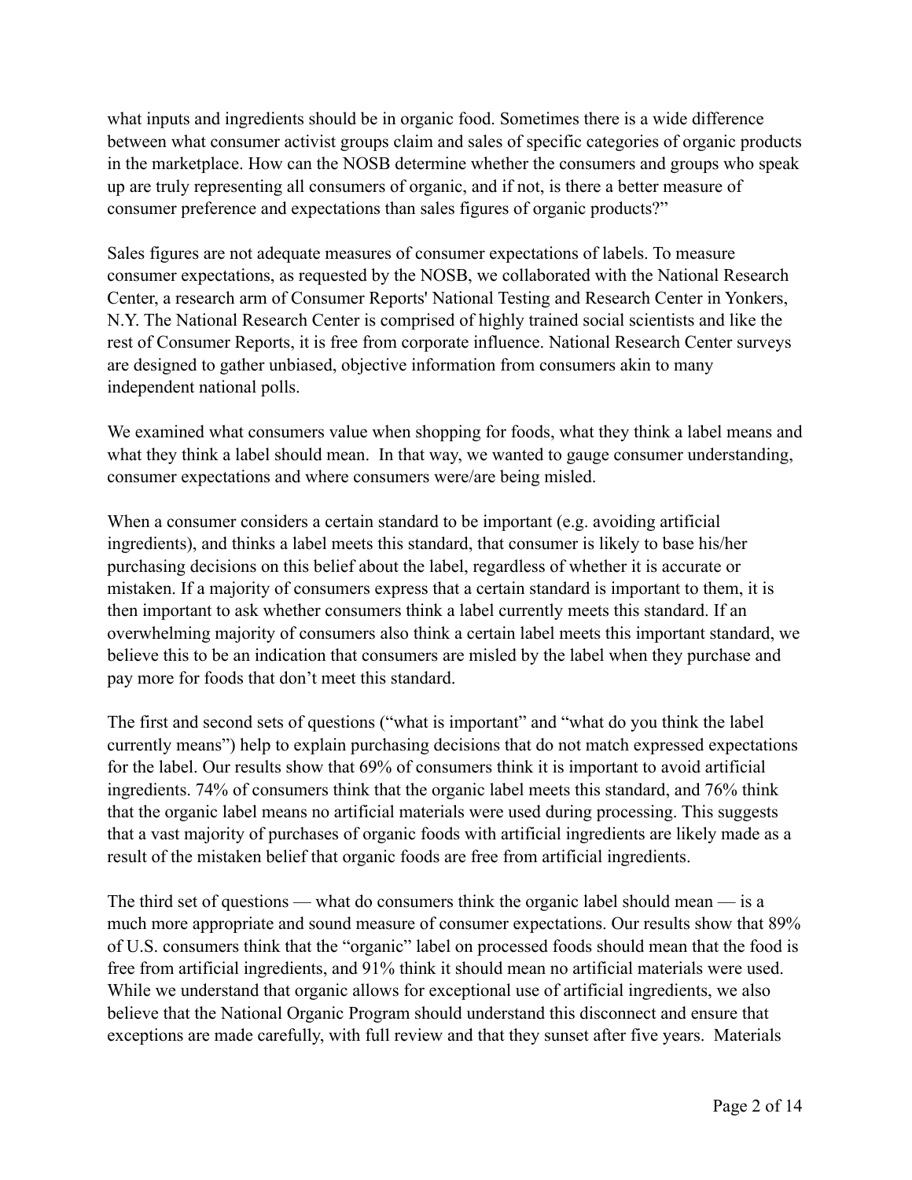what inputs and ingredients should be in organic food. Sometimes there is a wide difference between what consumer activist groups claim and sales of specific categories of organic products in the marketplace. How can the NOSB determine whether the consumers and groups who speak up are truly representing all consumers of organic, and if not, is there a better measure of consumer preference and expectations than sales figures of organic products?"

Sales figures are not adequate measures of consumer expectations of labels. To measure consumer expectations, as requested by the NOSB, we collaborated with the National Research Center, a research arm of Consumer Reports' National Testing and Research Center in Yonkers, N.Y. The National Research Center is comprised of highly trained social scientists and like the rest of Consumer Reports, it is free from corporate influence. National Research Center surveys are designed to gather unbiased, objective information from consumers akin to many independent national polls.

We examined what consumers value when shopping for foods, what they think a label means and what they think a label should mean. In that way, we wanted to gauge consumer understanding, consumer expectations and where consumers were/are being misled.

When a consumer considers a certain standard to be important (e.g. avoiding artificial ingredients), and thinks a label meets this standard, that consumer is likely to base his/her purchasing decisions on this belief about the label, regardless of whether it is accurate or mistaken. If a majority of consumers express that a certain standard is important to them, it is then important to ask whether consumers think a label currently meets this standard. If an overwhelming majority of consumers also think a certain label meets this important standard, we believe this to be an indication that consumers are misled by the label when they purchase and pay more for foods that don't meet this standard.

The first and second sets of questions ("what is important" and "what do you think the label currently means") help to explain purchasing decisions that do not match expressed expectations for the label. Our results show that 69% of consumers think it is important to avoid artificial ingredients. 74% of consumers think that the organic label meets this standard, and 76% think that the organic label means no artificial materials were used during processing. This suggests that a vast majority of purchases of organic foods with artificial ingredients are likely made as a result of the mistaken belief that organic foods are free from artificial ingredients.

The third set of questions — what do consumers think the organic label should mean — is a much more appropriate and sound measure of consumer expectations. Our results show that 89% of U.S. consumers think that the "organic" label on processed foods should mean that the food is free from artificial ingredients, and 91% think it should mean no artificial materials were used. While we understand that organic allows for exceptional use of artificial ingredients, we also believe that the National Organic Program should understand this disconnect and ensure that exceptions are made carefully, with full review and that they sunset after five years. Materials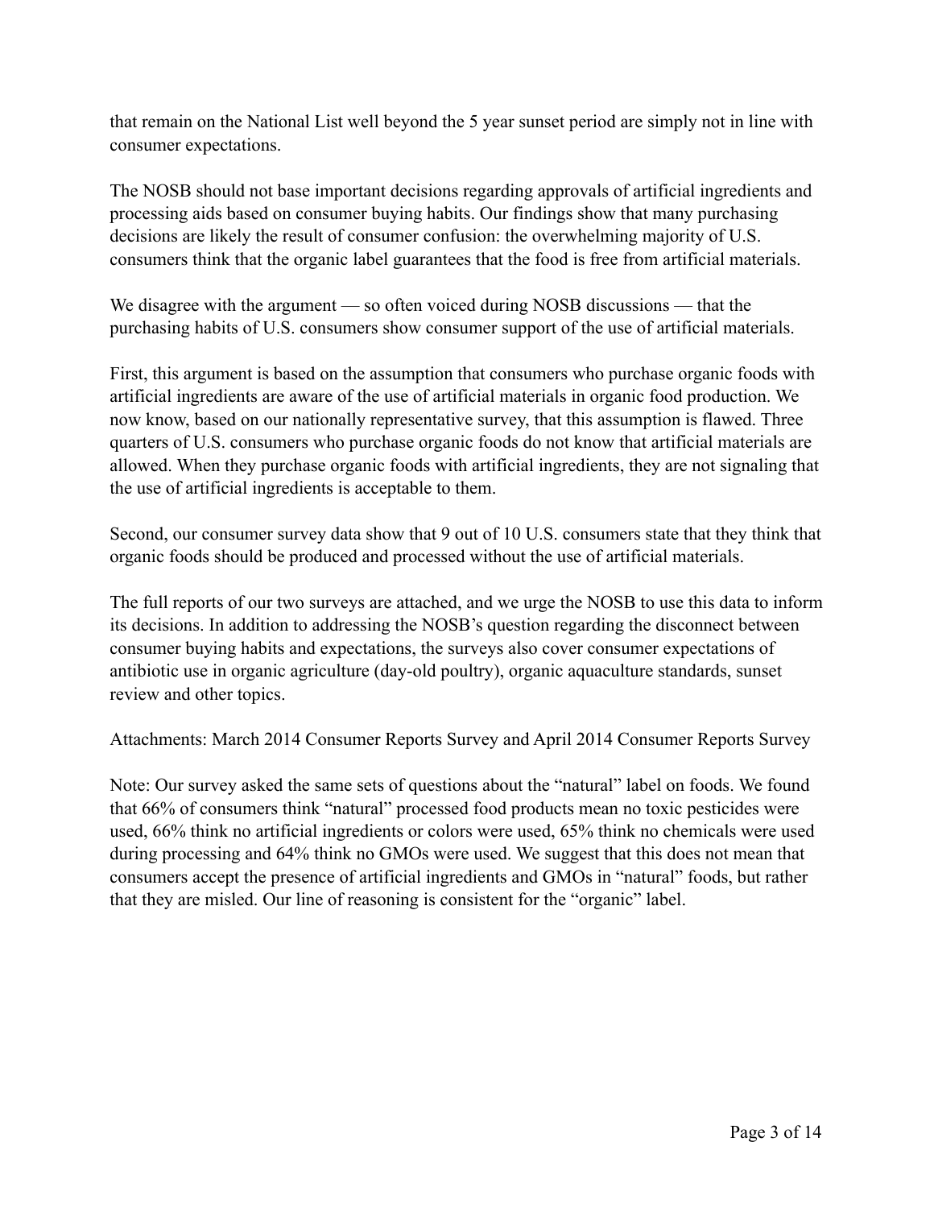that remain on the National List well beyond the 5 year sunset period are simply not in line with consumer expectations.

The NOSB should not base important decisions regarding approvals of artificial ingredients and processing aids based on consumer buying habits. Our findings show that many purchasing decisions are likely the result of consumer confusion: the overwhelming majority of U.S. consumers think that the organic label guarantees that the food is free from artificial materials.

We disagree with the argument — so often voiced during NOSB discussions — that the purchasing habits of U.S. consumers show consumer support of the use of artificial materials.

First, this argument is based on the assumption that consumers who purchase organic foods with artificial ingredients are aware of the use of artificial materials in organic food production. We now know, based on our nationally representative survey, that this assumption is flawed. Three quarters of U.S. consumers who purchase organic foods do not know that artificial materials are allowed. When they purchase organic foods with artificial ingredients, they are not signaling that the use of artificial ingredients is acceptable to them.

Second, our consumer survey data show that 9 out of 10 U.S. consumers state that they think that organic foods should be produced and processed without the use of artificial materials.

The full reports of our two surveys are attached, and we urge the NOSB to use this data to inform its decisions. In addition to addressing the NOSB's question regarding the disconnect between consumer buying habits and expectations, the surveys also cover consumer expectations of antibiotic use in organic agriculture (day-old poultry), organic aquaculture standards, sunset review and other topics.

Attachments: March 2014 Consumer Reports Survey and April 2014 Consumer Reports Survey

Note: Our survey asked the same sets of questions about the "natural" label on foods. We found that 66% of consumers think "natural" processed food products mean no toxic pesticides were used, 66% think no artificial ingredients or colors were used, 65% think no chemicals were used during processing and 64% think no GMOs were used. We suggest that this does not mean that consumers accept the presence of artificial ingredients and GMOs in "natural" foods, but rather that they are misled. Our line of reasoning is consistent for the "organic" label.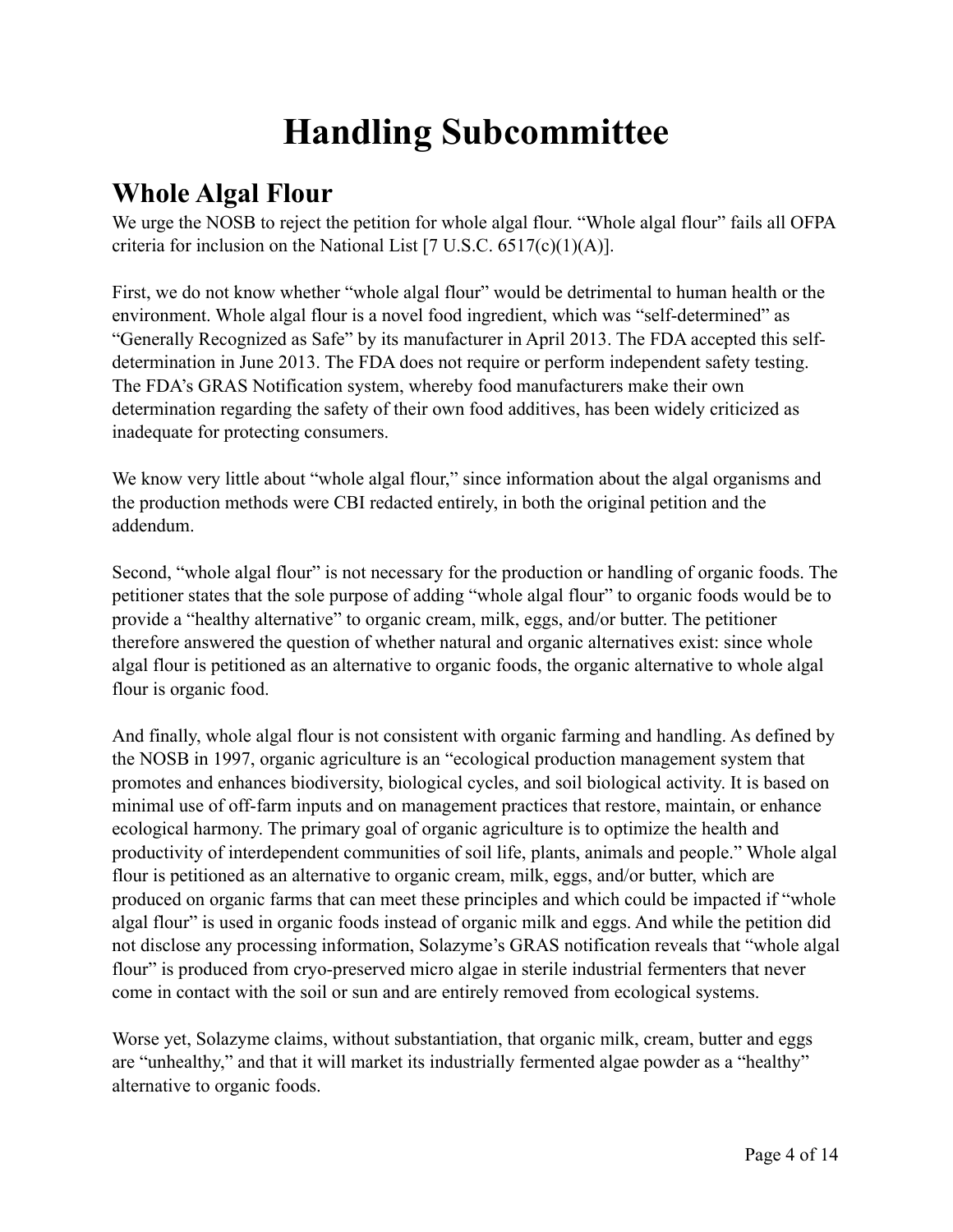# Handling Subcommittee

## Whole Algal Flour

We urge the NOSB to reject the petition for whole algal flour. "Whole algal flour" fails all OFPA criteria for inclusion on the National List [7 U.S.C. 6517(c)(1)(A)].

First, we do not know whether "whole algal flour" would be detrimental to human health or the environment. Whole algal flour is a novel food ingredient, which was "self-determined" as "Generally Recognized as Safe" by its manufacturer in April 2013. The FDA accepted this self-determination in June 2013. The FDA does not require or perform independent safety testing. The FDA's GRAS Notification system, whereby food manufacturers make their own determination regarding the safety of their own food additives, has been widely criticized as inadequate for protecting consumers.

We know very little about "whole algal flour," since information about the algal organisms and the production methods were CBI redacted entirely, in both the original petition and the addendum.

Second, "whole algal flour" is not necessary for the production or handling of organic foods. The petitioner states that the sole purpose of adding "whole algal flour" to organic foods would be to provide a "healthy alternative" to organic cream, milk, eggs, and/or butter. The petitioner therefore answered the question of whether natural and organic alternatives exist: since whole algal flour is petitioned as an alternative to organic foods, the organic alternative to whole algal flour is organic food.

And finally, whole algal flour is not consistent with organic farming and handling. As defined by the NOSB in 1997, organic agriculture is an "ecological production management system that promotes and enhances biodiversity, biological cycles, and soil biological activity. It is based on minimal use of off-farm inputs and on management practices that restore, maintain, or enhance ecological harmony. The primary goal of organic agriculture is to optimize the health and productivity of interdependent communities of soil life, plants, animals and people." Whole algal flour is petitioned as an alternative to organic cream, milk, eggs, and/or butter, which are produced on organic farms that can meet these principles and which could be impacted if "whole algal flour" is used in organic foods instead of organic milk and eggs. And while the petition did not disclose any processing information, Solazyme's GRAS notification reveals that "whole algal flour" is produced from cryo-preserved micro algae in sterile industrial fermenters that never come in contact with the soil or sun and are entirely removed from ecological systems.

Worse yet, Solazyme claims, without substantiation, that organic milk, cream, butter and eggs are "unhealthy," and that it will market its industrially fermented algae powder as a "healthy" alternative to organic foods.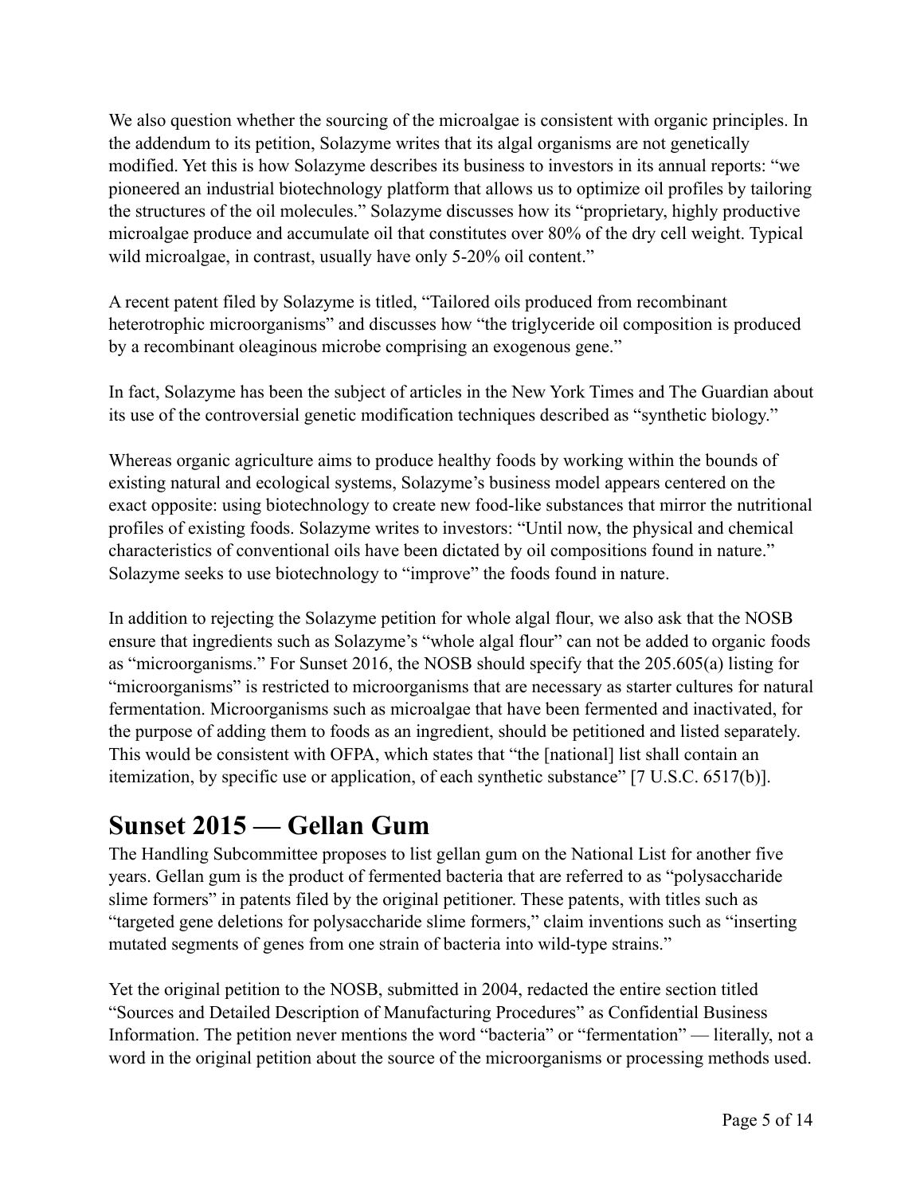We also question whether the sourcing of the microalgae is consistent with organic principles. In the addendum to its petition, Solazyme writes that its algal organisms are not genetically modified. Yet this is how Solazyme describes its business to investors in its annual reports: "we pioneered an industrial biotechnology platform that allows us to optimize oil profiles by tailoring the structures of the oil molecules." Solazyme discusses how its "proprietary, highly productive microalgae produce and accumulate oil that constitutes over 80% of the dry cell weight. Typical wild microalgae, in contrast, usually have only 5-20% oil content."

A recent patent filed by Solazyme is titled, "Tailored oils produced from recombinant heterotrophic microorganisms" and discusses how "the triglyceride oil composition is produced by a recombinant oleaginous microbe comprising an exogenous gene."

In fact, Solazyme has been the subject of articles in the New York Times and The Guardian about its use of the controversial genetic modification techniques described as "synthetic biology."

Whereas organic agriculture aims to produce healthy foods by working within the bounds of existing natural and ecological systems, Solazyme's business model appears centered on the exact opposite: using biotechnology to create new food-like substances that mirror the nutritional profiles of existing foods. Solazyme writes to investors: "Until now, the physical and chemical characteristics of conventional oils have been dictated by oil compositions found in nature." Solazyme seeks to use biotechnology to "improve" the foods found in nature.

In addition to rejecting the Solazyme petition for whole algal flour, we also ask that the NOSB ensure that ingredients such as Solazyme's "whole algal flour" can not be added to organic foods as "microorganisms." For Sunset 2016, the NOSB should specify that the 205.605(a) listing for "microorganisms" is restricted to microorganisms that are necessary as starter cultures for natural fermentation. Microorganisms such as microalgae that have been fermented and inactivated, for the purpose of adding them to foods as an ingredient, should be petitioned and listed separately. This would be consistent with OFPA, which states that "the [national] list shall contain an itemization, by specific use or application, of each synthetic substance" [7 U.S.C. 6517(b)].

# Sunset 2015 — Gellan Gum

The Handling Subcommittee proposes to list gellan gum on the National List for another five years. Gellan gum is the product of fermented bacteria that are referred to as "polysaccharide slime formers" in patents filed by the original petitioner. These patents, with titles such as "targeted gene deletions for polysaccharide slime formers," claim inventions such as "inserting mutated segments of genes from one strain of bacteria into wild-type strains."

Yet the original petition to the NOSB, submitted in 2004, redacted the entire section titled "Sources and Detailed Description of Manufacturing Procedures" as Confidential Business Information. The petition never mentions the word "bacteria" or "fermentation" — literally, not a word in the original petition about the source of the microorganisms or processing methods used.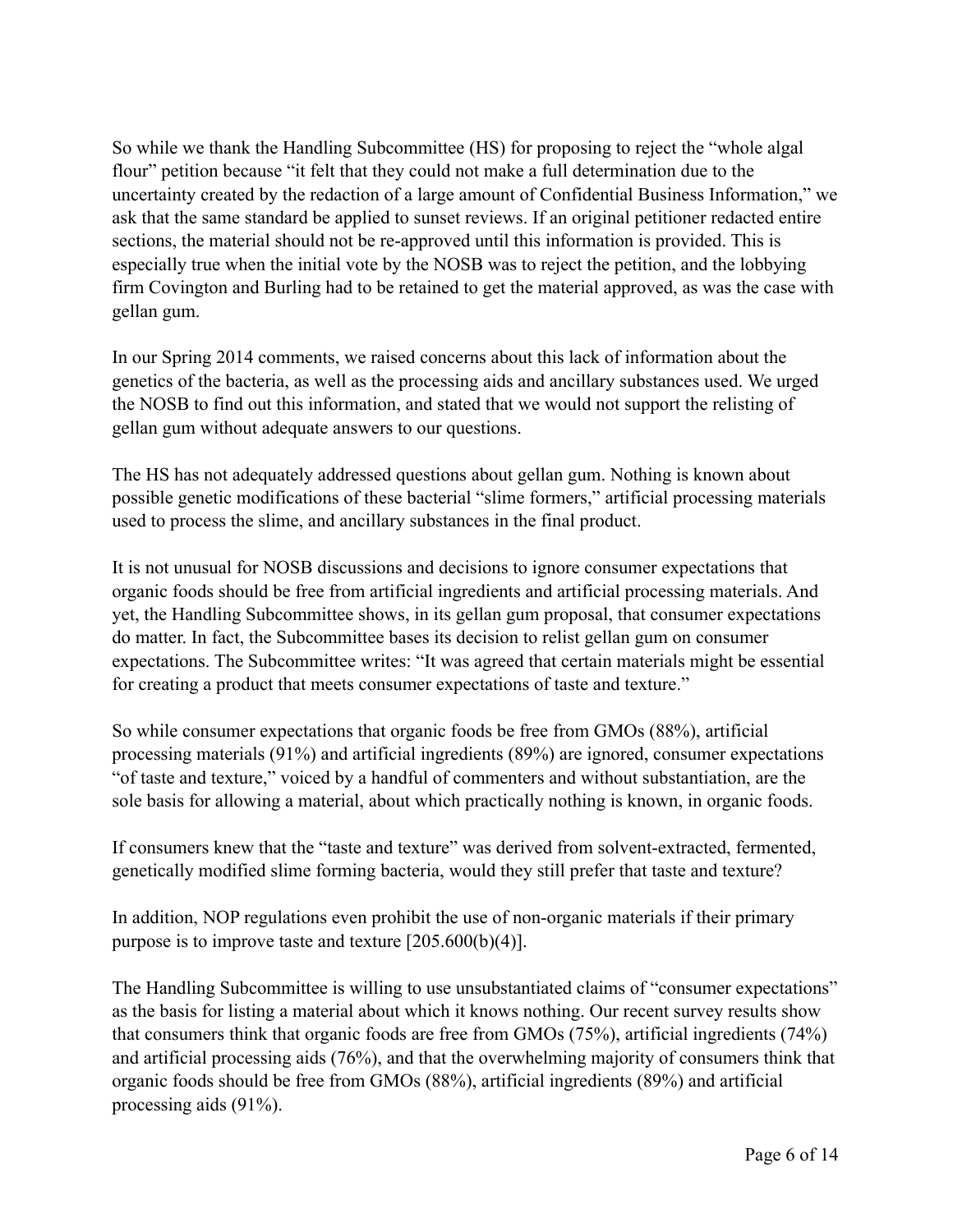So while we thank the Handling Subcommittee (HS) for proposing to reject the "whole algal flour" petition because "it felt that they could not make a full determination due to the uncertainty created by the redaction of a large amount of Confidential Business Information," we ask that the same standard be applied to sunset reviews. If an original petitioner redacted entire sections, the material should not be re-approved until this information is provided. This is especially true when the initial vote by the NOSB was to reject the petition, and the lobbying firm Covington and Burling had to be retained to get the material approved, as was the case with gellan gum.

In our Spring 2014 comments, we raised concerns about this lack of information about the genetics of the bacteria, as well as the processing aids and ancillary substances used. We urged the NOSB to find out this information, and stated that we would not support the relisting of gellan gum without adequate answers to our questions.

The HS has not adequately addressed questions about gellan gum. Nothing is known about possible genetic modifications of these bacterial "slime formers," artificial processing materials used to process the slime, and ancillary substances in the final product.

It is not unusual for NOSB discussions and decisions to ignore consumer expectations that organic foods should be free from artificial ingredients and artificial processing materials. And yet, the Handling Subcommittee shows, in its gellan gum proposal, that consumer expectations do matter. In fact, the Subcommittee bases its decision to relist gellan gum on consumer expectations. The Subcommittee writes: "It was agreed that certain materials might be essential for creating a product that meets consumer expectations of taste and texture."

So while consumer expectations that organic foods be free from GMOs (88%), artificial processing materials (91%) and artificial ingredients (89%) are ignored, consumer expectations "of taste and texture," voiced by a handful of commenters and without substantiation, are the sole basis for allowing a material, about which practically nothing is known, in organic foods.

If consumers knew that the "taste and texture" was derived from solvent-extracted, fermented, genetically modified slime forming bacteria, would they still prefer that taste and texture?

In addition, NOP regulations even prohibit the use of non-organic materials if their primary purpose is to improve taste and texture [205.600(b)(4)].

The Handling Subcommittee is willing to use unsubstantiated claims of "consumer expectations" as the basis for listing a material about which it knows nothing. Our recent survey results show that consumers think that organic foods are free from GMOs (75%), artificial ingredients (74%) and artificial processing aids (76%), and that the overwhelming majority of consumers think that organic foods should be free from GMOs (88%), artificial ingredients (89%) and artificial processing aids (91%).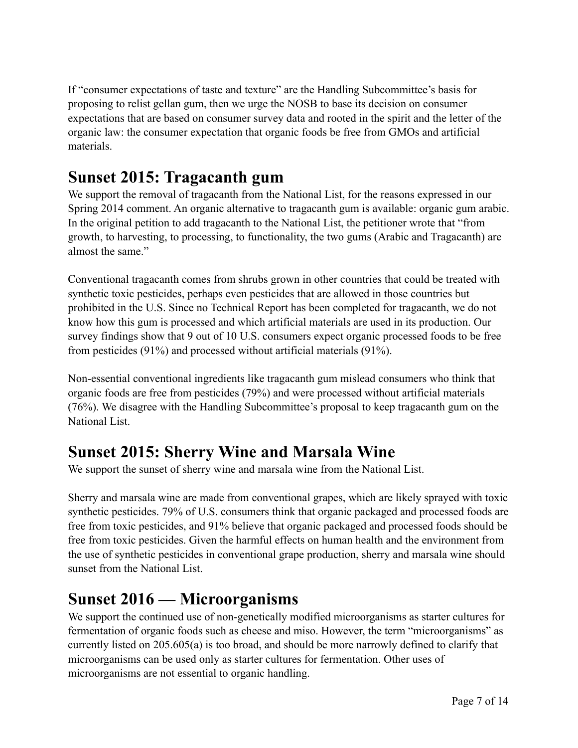If "consumer expectations of taste and texture" are the Handling Subcommittee's basis for proposing to relist gellan gum, then we urge the NOSB to base its decision on consumer expectations that are based on consumer survey data and rooted in the spirit and the letter of the organic law: the consumer expectation that organic foods be free from GMOs and artificial materials.

## Sunset 2015: Tragacanth gum

We support the removal of tragacanth from the National List, for the reasons expressed in our Spring 2014 comment. An organic alternative to tragacanth gum is available: organic gum arabic. In the original petition to add tragacanth to the National List, the petitioner wrote that "from growth, to harvesting, to processing, to functionality, the two gums (Arabic and Tragacanth) are almost the same."

Conventional tragacanth comes from shrubs grown in other countries that could be treated with synthetic toxic pesticides, perhaps even pesticides that are allowed in those countries but prohibited in the U.S. Since no Technical Report has been completed for tragacanth, we do not know how this gum is processed and which artificial materials are used in its production. Our survey findings show that 9 out of 10 U.S. consumers expect organic processed foods to be free from pesticides (91%) and processed without artificial materials (91%).

Non-essential conventional ingredients like tragacanth gum mislead consumers who think that organic foods are free from pesticides (79%) and were processed without artificial materials (76%). We disagree with the Handling Subcommittee's proposal to keep tragacanth gum on the National List.

## Sunset 2015: Sherry Wine and Marsala Wine

We support the sunset of sherry wine and marsala wine from the National List.

Sherry and marsala wine are made from conventional grapes, which are likely sprayed with toxic synthetic pesticides. 79% of U.S. consumers think that organic packaged and processed foods are free from toxic pesticides, and 91% believe that organic packaged and processed foods should be free from toxic pesticides. Given the harmful effects on human health and the environment from the use of synthetic pesticides in conventional grape production, sherry and marsala wine should sunset from the National List.

## Sunset 2016 — Microorganisms

We support the continued use of non-genetically modified microorganisms as starter cultures for fermentation of organic foods such as cheese and miso. However, the term "microorganisms" as currently listed on 205.605(a) is too broad, and should be more narrowly defined to clarify that microorganisms can be used only as starter cultures for fermentation. Other uses of microorganisms are not essential to organic handling.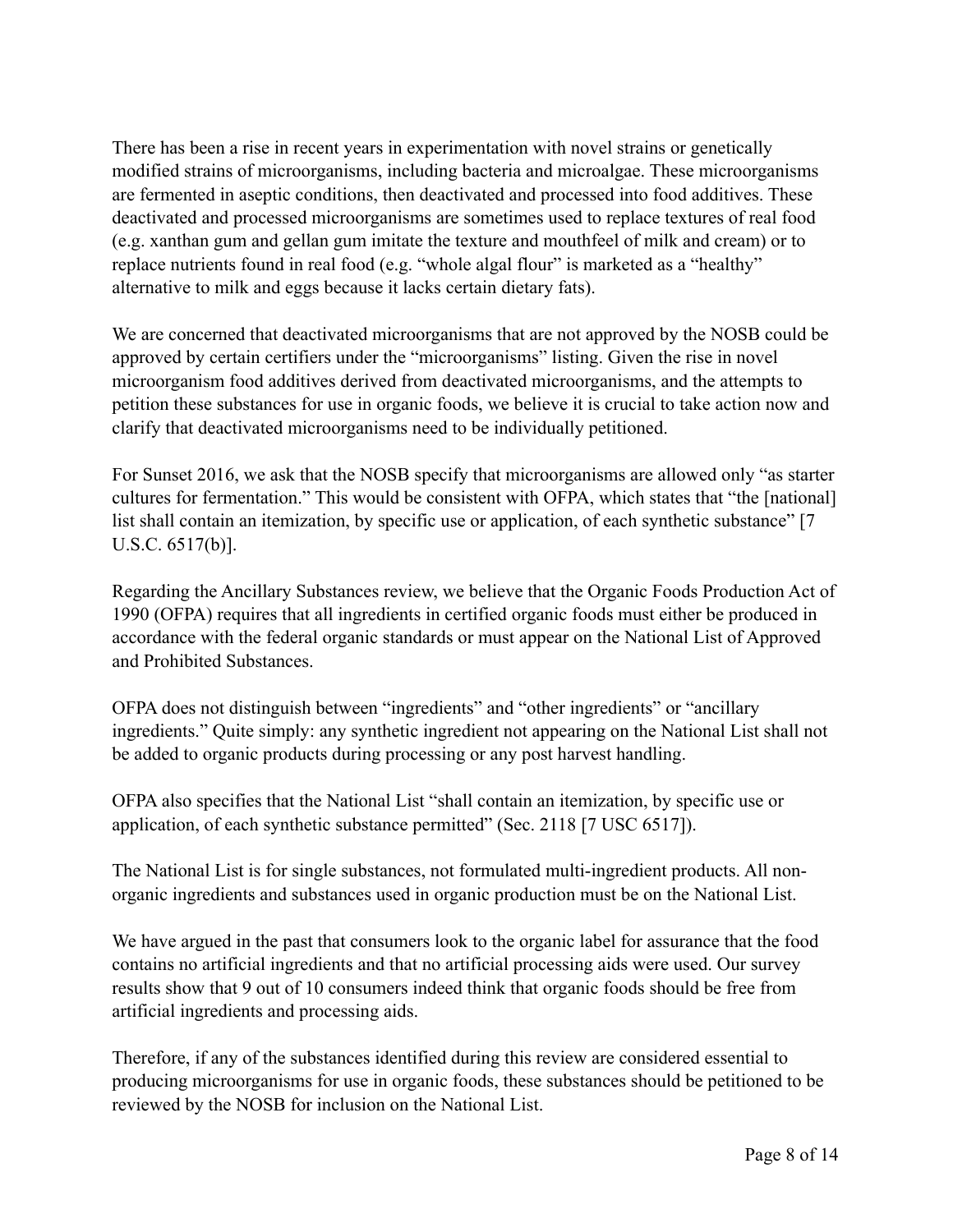There has been a rise in recent years in experimentation with novel strains or genetically modified strains of microorganisms, including bacteria and microalgae. These microorganisms are fermented in aseptic conditions, then deactivated and processed into food additives. These deactivated and processed microorganisms are sometimes used to replace textures of real food (e.g. xanthan gum and gellan gum imitate the texture and mouthfeel of milk and cream) or to replace nutrients found in real food (e.g. "whole algal flour" is marketed as a "healthy" alternative to milk and eggs because it lacks certain dietary fats).

We are concerned that deactivated microorganisms that are not approved by the NOSB could be approved by certain certifiers under the "microorganisms" listing. Given the rise in novel microorganism food additives derived from deactivated microorganisms, and the attempts to petition these substances for use in organic foods, we believe it is crucial to take action now and clarify that deactivated microorganisms need to be individually petitioned.

For Sunset 2016, we ask that the NOSB specify that microorganisms are allowed only "as starter cultures for fermentation." This would be consistent with OFPA, which states that "the [national] list shall contain an itemization, by specific use or application, of each synthetic substance" [7 U.S.C. 6517(b)].

Regarding the Ancillary Substances review, we believe that the Organic Foods Production Act of 1990 (OFPA) requires that all ingredients in certified organic foods must either be produced in accordance with the federal organic standards or must appear on the National List of Approved and Prohibited Substances.

OFPA does not distinguish between "ingredients" and "other ingredients" or "ancillary ingredients." Quite simply: any synthetic ingredient not appearing on the National List shall not be added to organic products during processing or any post harvest handling.

OFPA also specifies that the National List "shall contain an itemization, by specific use or application, of each synthetic substance permitted" (Sec. 2118 [7 USC 6517]).

The National List is for single substances, not formulated multi-ingredient products. All non-organic ingredients and substances used in organic production must be on the National List.

We have argued in the past that consumers look to the organic label for assurance that the food contains no artificial ingredients and that no artificial processing aids were used. Our survey results show that 9 out of 10 consumers indeed think that organic foods should be free from artificial ingredients and processing aids.

Therefore, if any of the substances identified during this review are considered essential to producing microorganisms for use in organic foods, these substances should be petitioned to be reviewed by the NOSB for inclusion on the National List.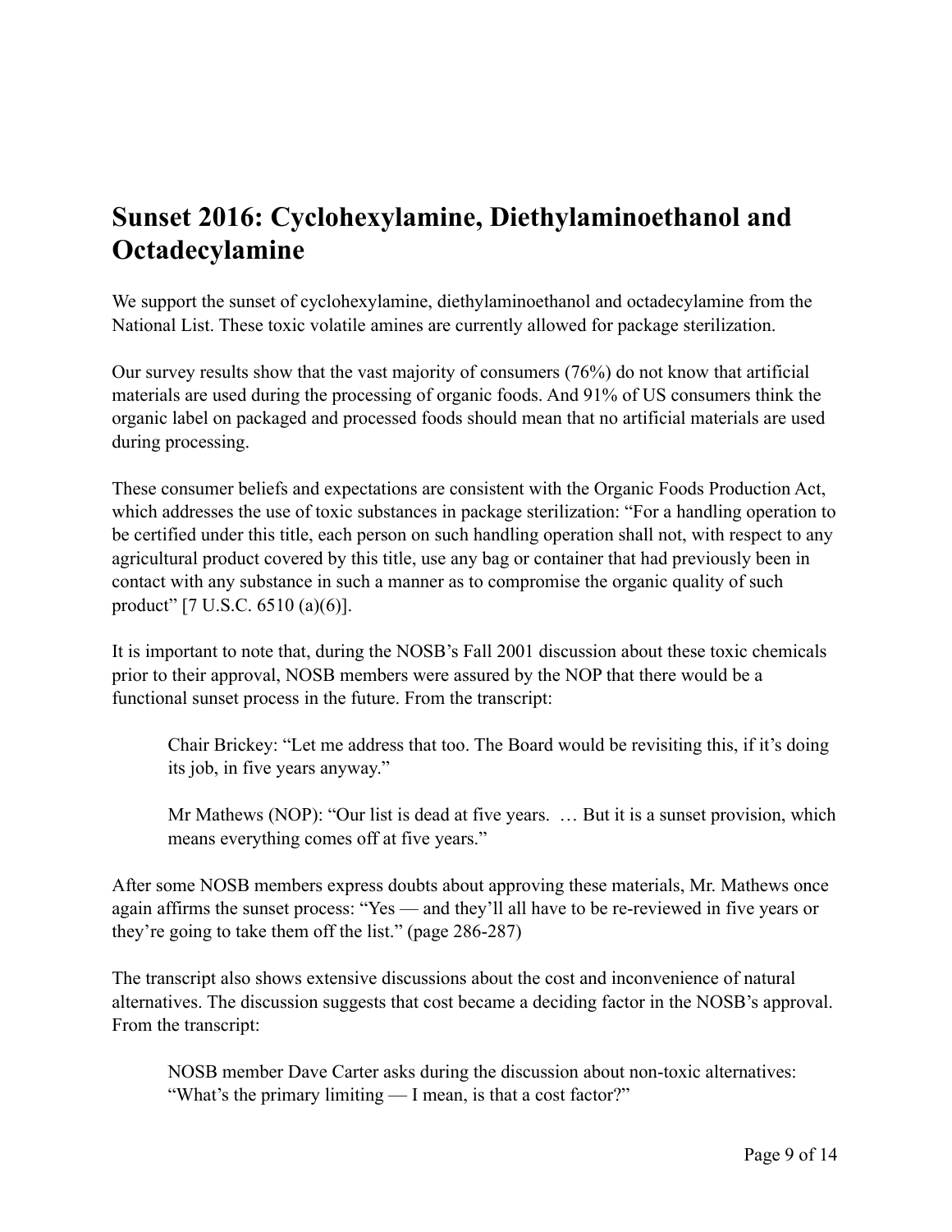# Sunset 2016: Cyclohexylamine, Diethylaminoethanol and Octadecylamine

We support the sunset of cyclohexylamine, diethylaminoethanol and octadecylamine from the National List. These toxic volatile amines are currently allowed for package sterilization.

Our survey results show that the vast majority of consumers (76%) do not know that artificial materials are used during the processing of organic foods. And 91% of US consumers think the organic label on packaged and processed foods should mean that no artificial materials are used during processing.

These consumer beliefs and expectations are consistent with the Organic Foods Production Act, which addresses the use of toxic substances in package sterilization: "For a handling operation to be certified under this title, each person on such handling operation shall not, with respect to any agricultural product covered by this title, use any bag or container that had previously been in contact with any substance in such a manner as to compromise the organic quality of such product" [7 U.S.C. 6510 (a)(6)].

It is important to note that, during the NOSB's Fall 2001 discussion about these toxic chemicals prior to their approval, NOSB members were assured by the NOP that there would be a functional sunset process in the future. From the transcript:

> Chair Brickey: "Let me address that too. The Board would be revisiting this, if it's doing its job, in five years anyway."
>
> Mr Mathews (NOP): "Our list is dead at five years. … But it is a sunset provision, which means everything comes off at five years."

After some NOSB members express doubts about approving these materials, Mr. Mathews once again affirms the sunset process: "Yes — and they'll all have to be re-reviewed in five years or they're going to take them off the list." (page 286-287)

The transcript also shows extensive discussions about the cost and inconvenience of natural alternatives. The discussion suggests that cost became a deciding factor in the NOSB's approval. From the transcript:

> NOSB member Dave Carter asks during the discussion about non-toxic alternatives: "What's the primary limiting — I mean, is that a cost factor?"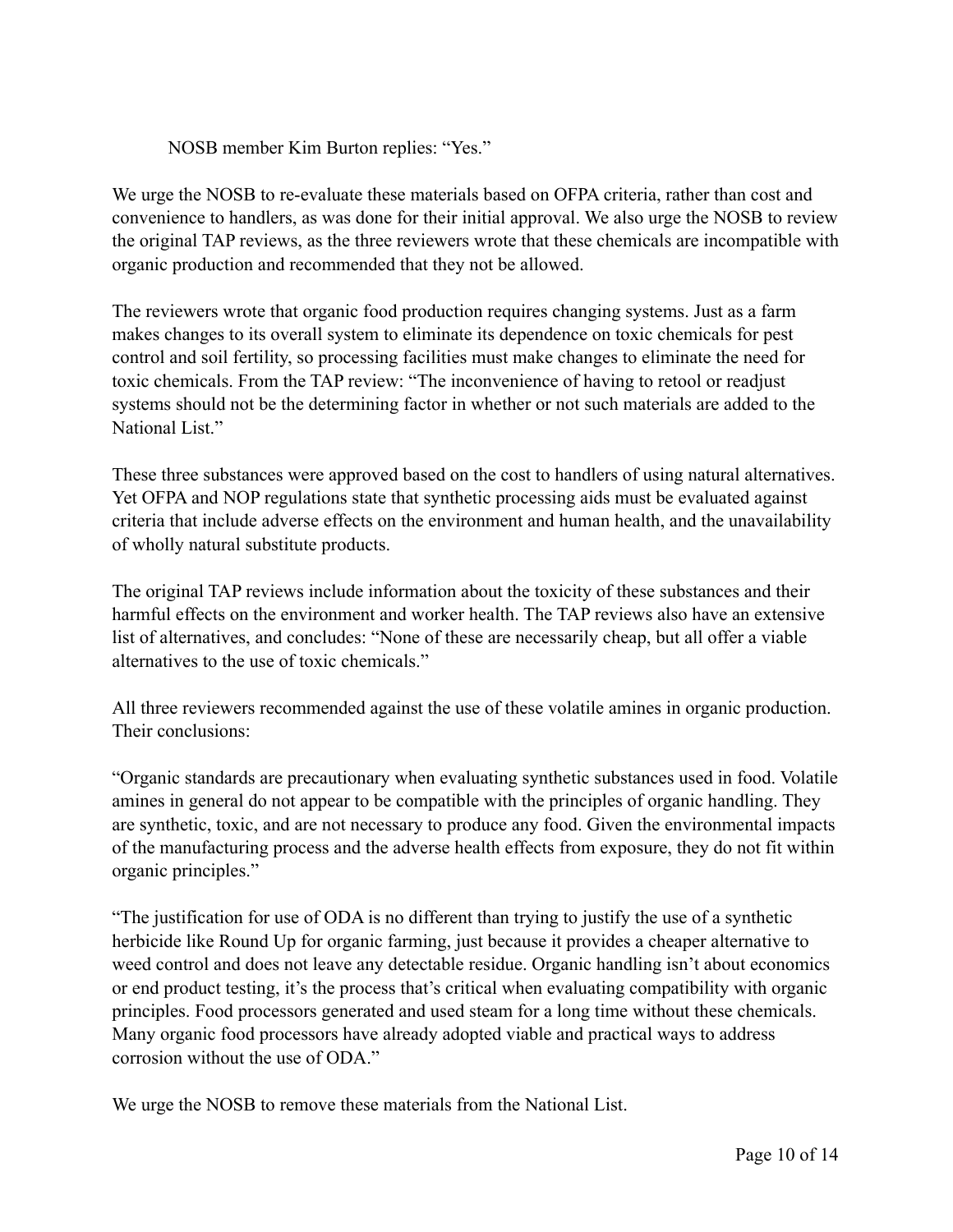NOSB member Kim Burton replies: “Yes.”

We urge the NOSB to re-evaluate these materials based on OFPA criteria, rather than cost and convenience to handlers, as was done for their initial approval. We also urge the NOSB to review the original TAP reviews, as the three reviewers wrote that these chemicals are incompatible with organic production and recommended that they not be allowed.

The reviewers wrote that organic food production requires changing systems. Just as a farm makes changes to its overall system to eliminate its dependence on toxic chemicals for pest control and soil fertility, so processing facilities must make changes to eliminate the need for toxic chemicals. From the TAP review: “The inconvenience of having to retool or readjust systems should not be the determining factor in whether or not such materials are added to the National List.”

These three substances were approved based on the cost to handlers of using natural alternatives. Yet OFPA and NOP regulations state that synthetic processing aids must be evaluated against criteria that include adverse effects on the environment and human health, and the unavailability of wholly natural substitute products.

The original TAP reviews include information about the toxicity of these substances and their harmful effects on the environment and worker health. The TAP reviews also have an extensive list of alternatives, and concludes: “None of these are necessarily cheap, but all offer a viable alternatives to the use of toxic chemicals.”

All three reviewers recommended against the use of these volatile amines in organic production. Their conclusions:

“Organic standards are precautionary when evaluating synthetic substances used in food. Volatile amines in general do not appear to be compatible with the principles of organic handling. They are synthetic, toxic, and are not necessary to produce any food. Given the environmental impacts of the manufacturing process and the adverse health effects from exposure, they do not fit within organic principles.”

“The justification for use of ODA is no different than trying to justify the use of a synthetic herbicide like Round Up for organic farming, just because it provides a cheaper alternative to weed control and does not leave any detectable residue. Organic handling isn’t about economics or end product testing, it’s the process that’s critical when evaluating compatibility with organic principles. Food processors generated and used steam for a long time without these chemicals. Many organic food processors have already adopted viable and practical ways to address corrosion without the use of ODA.”

We urge the NOSB to remove these materials from the National List.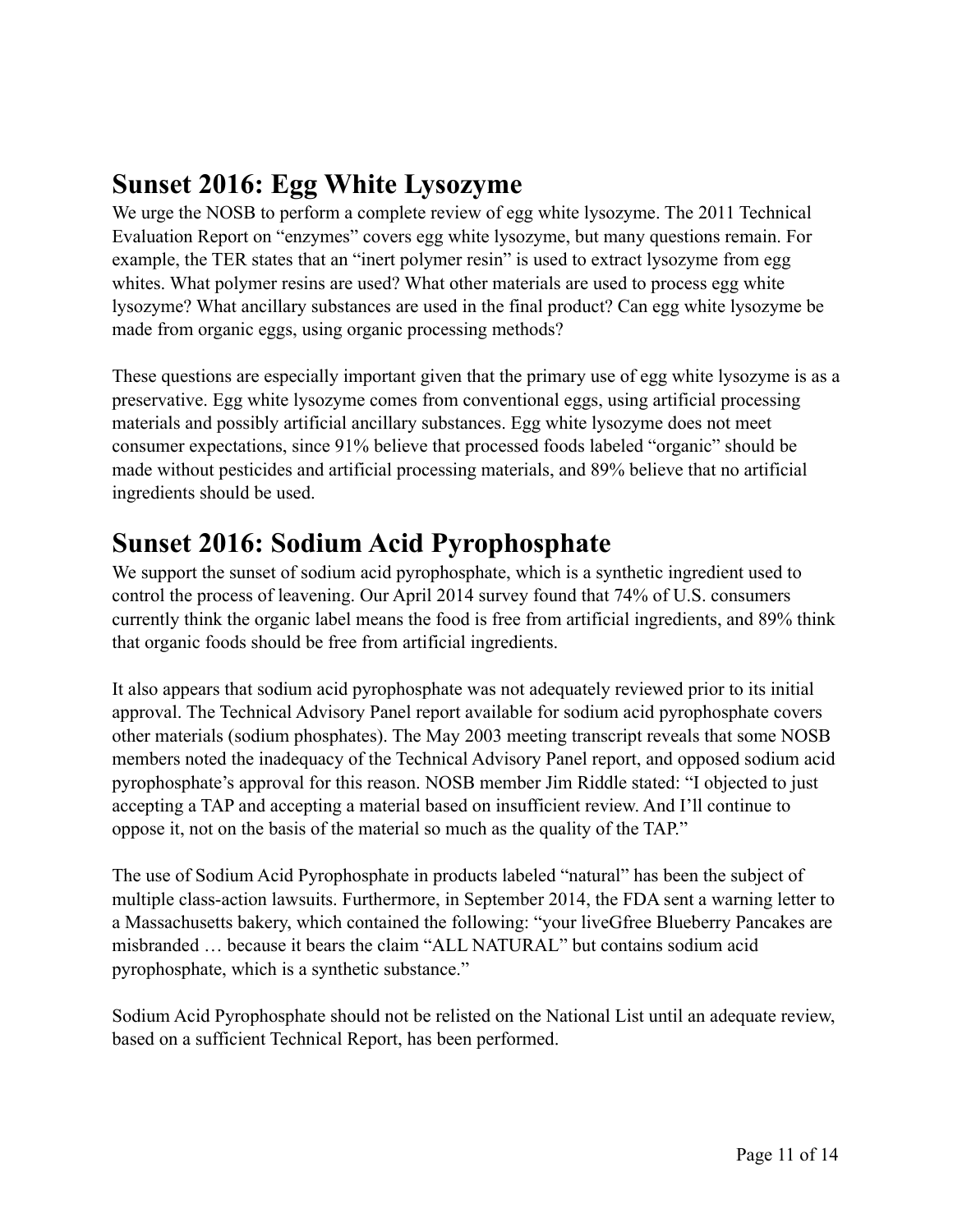## Sunset 2016: Egg White Lysozyme

We urge the NOSB to perform a complete review of egg white lysozyme. The 2011 Technical Evaluation Report on "enzymes" covers egg white lysozyme, but many questions remain. For example, the TER states that an "inert polymer resin" is used to extract lysozyme from egg whites. What polymer resins are used? What other materials are used to process egg white lysozyme? What ancillary substances are used in the final product? Can egg white lysozyme be made from organic eggs, using organic processing methods?

These questions are especially important given that the primary use of egg white lysozyme is as a preservative. Egg white lysozyme comes from conventional eggs, using artificial processing materials and possibly artificial ancillary substances. Egg white lysozyme does not meet consumer expectations, since 91% believe that processed foods labeled "organic" should be made without pesticides and artificial processing materials, and 89% believe that no artificial ingredients should be used.

## Sunset 2016: Sodium Acid Pyrophosphate

We support the sunset of sodium acid pyrophosphate, which is a synthetic ingredient used to control the process of leavening. Our April 2014 survey found that 74% of U.S. consumers currently think the organic label means the food is free from artificial ingredients, and 89% think that organic foods should be free from artificial ingredients.

It also appears that sodium acid pyrophosphate was not adequately reviewed prior to its initial approval. The Technical Advisory Panel report available for sodium acid pyrophosphate covers other materials (sodium phosphates). The May 2003 meeting transcript reveals that some NOSB members noted the inadequacy of the Technical Advisory Panel report, and opposed sodium acid pyrophosphate's approval for this reason. NOSB member Jim Riddle stated: "I objected to just accepting a TAP and accepting a material based on insufficient review. And I'll continue to oppose it, not on the basis of the material so much as the quality of the TAP."

The use of Sodium Acid Pyrophosphate in products labeled "natural" has been the subject of multiple class-action lawsuits. Furthermore, in September 2014, the FDA sent a warning letter to a Massachusetts bakery, which contained the following: "your liveGfree Blueberry Pancakes are misbranded … because it bears the claim "ALL NATURAL" but contains sodium acid pyrophosphate, which is a synthetic substance."

Sodium Acid Pyrophosphate should not be relisted on the National List until an adequate review, based on a sufficient Technical Report, has been performed.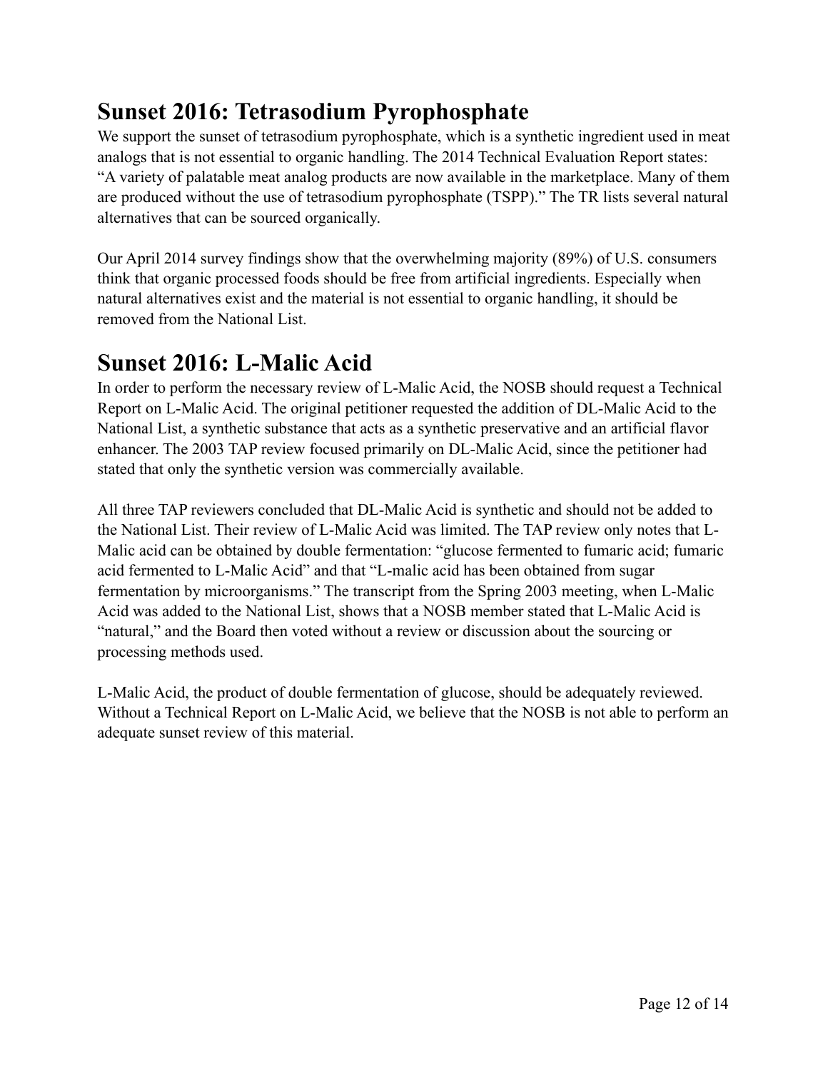## Sunset 2016: Tetrasodium Pyrophosphate

We support the sunset of tetrasodium pyrophosphate, which is a synthetic ingredient used in meat analogs that is not essential to organic handling. The 2014 Technical Evaluation Report states: "A variety of palatable meat analog products are now available in the marketplace. Many of them are produced without the use of tetrasodium pyrophosphate (TSPP)." The TR lists several natural alternatives that can be sourced organically.

Our April 2014 survey findings show that the overwhelming majority (89%) of U.S. consumers think that organic processed foods should be free from artificial ingredients. Especially when natural alternatives exist and the material is not essential to organic handling, it should be removed from the National List.

## Sunset 2016: L-Malic Acid

In order to perform the necessary review of L-Malic Acid, the NOSB should request a Technical Report on L-Malic Acid. The original petitioner requested the addition of DL-Malic Acid to the National List, a synthetic substance that acts as a synthetic preservative and an artificial flavor enhancer. The 2003 TAP review focused primarily on DL-Malic Acid, since the petitioner had stated that only the synthetic version was commercially available.

All three TAP reviewers concluded that DL-Malic Acid is synthetic and should not be added to the National List. Their review of L-Malic Acid was limited. The TAP review only notes that L-Malic acid can be obtained by double fermentation: "glucose fermented to fumaric acid; fumaric acid fermented to L-Malic Acid" and that "L-malic acid has been obtained from sugar fermentation by microorganisms." The transcript from the Spring 2003 meeting, when L-Malic Acid was added to the National List, shows that a NOSB member stated that L-Malic Acid is "natural," and the Board then voted without a review or discussion about the sourcing or processing methods used.

L-Malic Acid, the product of double fermentation of glucose, should be adequately reviewed. Without a Technical Report on L-Malic Acid, we believe that the NOSB is not able to perform an adequate sunset review of this material.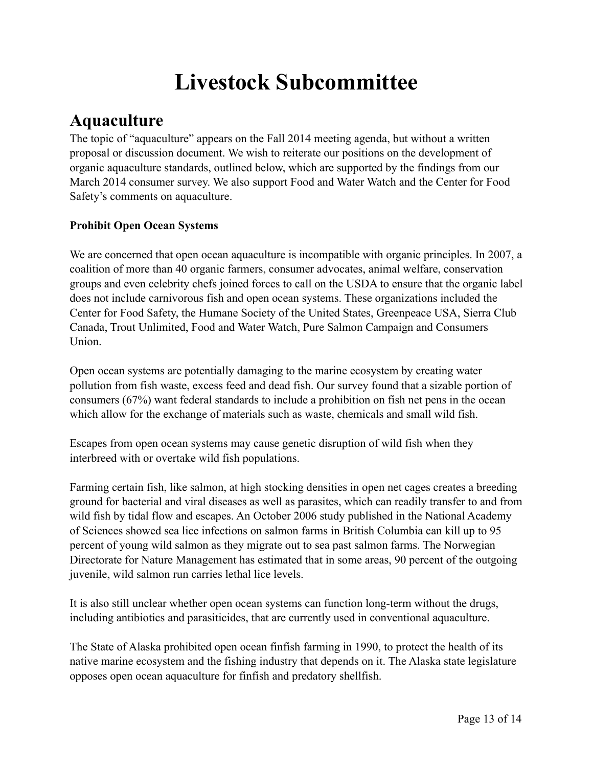# Livestock Subcommittee

## Aquaculture

The topic of "aquaculture" appears on the Fall 2014 meeting agenda, but without a written proposal or discussion document. We wish to reiterate our positions on the development of organic aquaculture standards, outlined below, which are supported by the findings from our March 2014 consumer survey. We also support Food and Water Watch and the Center for Food Safety's comments on aquaculture.

**Prohibit Open Ocean Systems**

We are concerned that open ocean aquaculture is incompatible with organic principles. In 2007, a coalition of more than 40 organic farmers, consumer advocates, animal welfare, conservation groups and even celebrity chefs joined forces to call on the USDA to ensure that the organic label does not include carnivorous fish and open ocean systems. These organizations included the Center for Food Safety, the Humane Society of the United States, Greenpeace USA, Sierra Club Canada, Trout Unlimited, Food and Water Watch, Pure Salmon Campaign and Consumers Union.

Open ocean systems are potentially damaging to the marine ecosystem by creating water pollution from fish waste, excess feed and dead fish. Our survey found that a sizable portion of consumers (67%) want federal standards to include a prohibition on fish net pens in the ocean which allow for the exchange of materials such as waste, chemicals and small wild fish.

Escapes from open ocean systems may cause genetic disruption of wild fish when they interbreed with or overtake wild fish populations.

Farming certain fish, like salmon, at high stocking densities in open net cages creates a breeding ground for bacterial and viral diseases as well as parasites, which can readily transfer to and from wild fish by tidal flow and escapes. An October 2006 study published in the National Academy of Sciences showed sea lice infections on salmon farms in British Columbia can kill up to 95 percent of young wild salmon as they migrate out to sea past salmon farms. The Norwegian Directorate for Nature Management has estimated that in some areas, 90 percent of the outgoing juvenile, wild salmon run carries lethal lice levels.

It is also still unclear whether open ocean systems can function long-term without the drugs, including antibiotics and parasiticides, that are currently used in conventional aquaculture.

The State of Alaska prohibited open ocean finfish farming in 1990, to protect the health of its native marine ecosystem and the fishing industry that depends on it. The Alaska state legislature opposes open ocean aquaculture for finfish and predatory shellfish.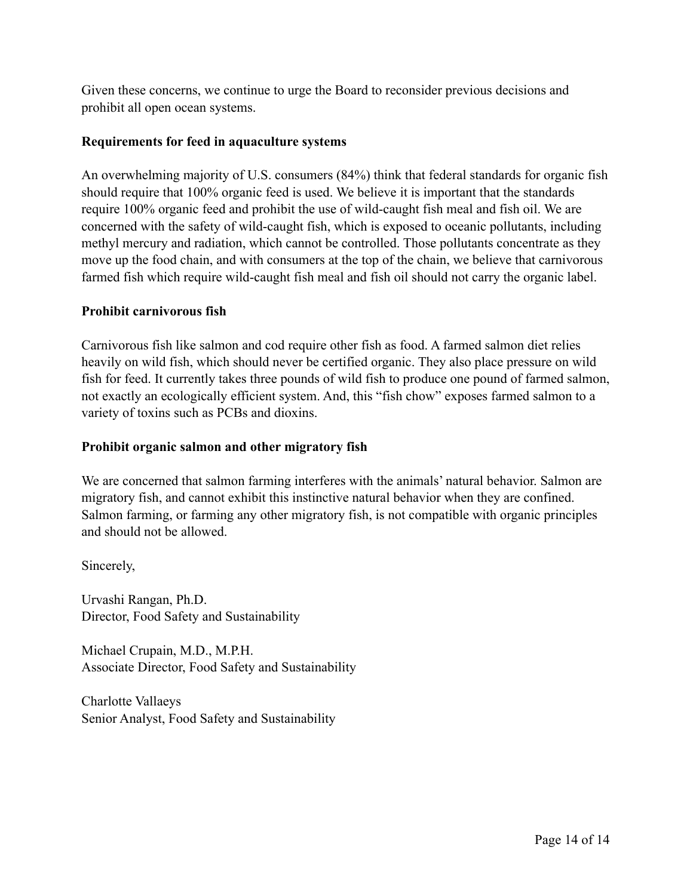Given these concerns, we continue to urge the Board to reconsider previous decisions and prohibit all open ocean systems.

**Requirements for feed in aquaculture systems**

An overwhelming majority of U.S. consumers (84%) think that federal standards for organic fish should require that 100% organic feed is used. We believe it is important that the standards require 100% organic feed and prohibit the use of wild-caught fish meal and fish oil. We are concerned with the safety of wild-caught fish, which is exposed to oceanic pollutants, including methyl mercury and radiation, which cannot be controlled. Those pollutants concentrate as they move up the food chain, and with consumers at the top of the chain, we believe that carnivorous farmed fish which require wild-caught fish meal and fish oil should not carry the organic label.

**Prohibit carnivorous fish**

Carnivorous fish like salmon and cod require other fish as food. A farmed salmon diet relies heavily on wild fish, which should never be certified organic. They also place pressure on wild fish for feed. It currently takes three pounds of wild fish to produce one pound of farmed salmon, not exactly an ecologically efficient system. And, this "fish chow" exposes farmed salmon to a variety of toxins such as PCBs and dioxins.

**Prohibit organic salmon and other migratory fish**

We are concerned that salmon farming interferes with the animals' natural behavior. Salmon are migratory fish, and cannot exhibit this instinctive natural behavior when they are confined. Salmon farming, or farming any other migratory fish, is not compatible with organic principles and should not be allowed.

Sincerely,

Urvashi Rangan, Ph.D.
Director, Food Safety and Sustainability

Michael Crupain, M.D., M.P.H.
Associate Director, Food Safety and Sustainability

Charlotte Vallaeys
Senior Analyst, Food Safety and Sustainability